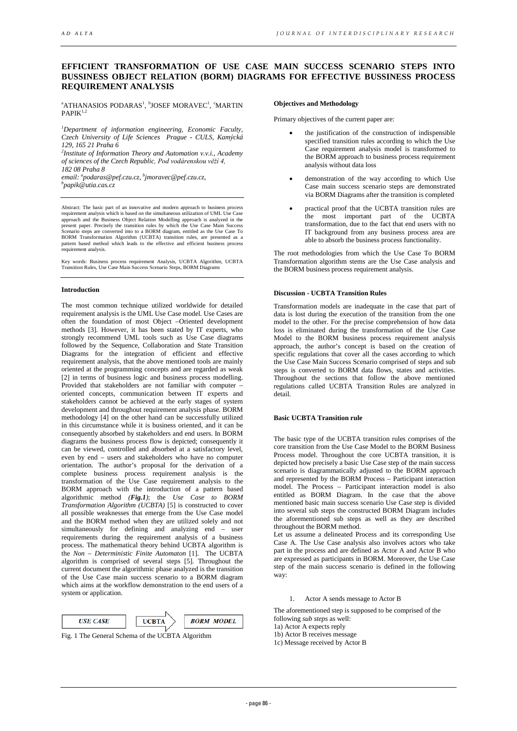# EFFICIENT TRANSFORMATION OF USE CASE MAIN SUCCESS SCENARIO STEPS INTO BUSSINESS OBJECT RELATION (BORM) DIAGRAMS FOR EFFECTIVE BUSSINESS PROCESS REQUIREMENT ANALYSIS

[a]ATHANASIOS PODARAS[1], [b]JOSEF MORAVEC[1], [c]MARTIN PAPIK[1,2]

*[1]Department of information engineering, Economic Faculty, Czech University of Life Sciences Prague - CULS, Kamýcká 129, 165 21 Praha 6*
*[2]Institute of Information Theory and Automation v.v.i., Academy of sciences of the Czech Republic, Pod vodárenskou věží 4, 182 08 Praha 8*
*email: [a]podaras@pef.czu.cz, [b]jmoravec@pef.czu.cz, [b]papik@utia.cas.cz*

Abstract: The basic part of an innovative and modern approach to business process requirement analysis which is based on the simultaneous utilization of UML Use Case approach and the Business Object Relation Modelling approach is analyzed in the present paper. Precisely the transition rules by which the Use Case Main Success Scenario steps are converted into to a BORM diagram, entitled as the Use Case To BORM Transformation Algorithm (UCBTA) transition rules, are presented as a pattern based method which leads to the effective and efficient business process requirement analysis.

Key words: Business process requirement Analysis, UCBTA Algorithm, UCBTA Transition Rules, Use Case Main Success Scenario Steps, BORM Diagrams

## Introduction

The most common technique utilized worldwide for detailed requirement analysis is the UML Use Case model. Use Cases are often the foundation of most Object –Oriented development methods [3]. However, it has been stated by IT experts, who strongly recommend UML tools such as Use Case diagrams followed by the Sequence, Collaboration and State Transition Diagrams for the integration of efficient and effective requirement analysis, that the above mentioned tools are mainly oriented at the programming concepts and are regarded as weak [2] in terms of business logic and business process modelling. Provided that stakeholders are not familiar with computer – oriented concepts, communication between IT experts and stakeholders cannot be achieved at the early stages of system development and throughout requirement analysis phase. BORM methodology [4] on the other hand can be successfully utilized in this circumstance while it is business oriented, and it can be consequently absorbed by stakeholders and end users. In BORM diagrams the business process flow is depicted; consequently it can be viewed, controlled and absorbed at a satisfactory level, even by end – users and stakeholders who have no computer orientation. The author's proposal for the derivation of a complete business process requirement analysis is the transformation of the Use Case requirement analysis to the BORM approach with the introduction of a pattern based algorithmic method ***(Fig.1)***; the *Use Case to BORM Transformation Algorithm (UCBTA)* [5] is constructed to cover all possible weaknesses that emerge from the Use Case model and the BORM method when they are utilized solely and not simultaneously for defining and analyzing end – user requirements during the requirement analysis of a business process. The mathematical theory behind UCBTA algorithm is the *Non – Deterministic Finite Automaton* [1]. The UCBTA algorithm is comprised of several steps [5]. Throughout the current document the algorithmic phase analyzed is the transition of the Use Case main success scenario to a BORM diagram which aims at the workflow demonstration to the end users of a system or application.

*USE CASE* → **UCBTA** → *BORM MODEL*

Fig. 1 The General Schema of the UCBTA Algorithm

## Objectives and Methodology

Primary objectives of the current paper are:

- the justification of the construction of indispensible specified transition rules according to which the Use Case requirement analysis model is transformed to the BORM approach to business process requirement analysis without data loss
- demonstration of the way according to which Use Case main success scenario steps are demonstrated via BORM Diagrams after the transition is completed
- practical proof that the UCBTA transition rules are the most important part of the UCBTA transformation, due to the fact that end users with no IT background from any business process area are able to absorb the business process functionality.

The root methodologies from which the Use Case To BORM Transformation algorithm stems are the Use Case analysis and the BORM business process requirement analysis.

## Discussion - UCBTA Transition Rules

Transformation models are inadequate in the case that part of data is lost during the execution of the transition from the one model to the other. For the precise comprehension of how data loss is eliminated during the transformation of the Use Case Model to the BORM business process requirement analysis approach, the author's concept is based on the creation of specific regulations that cover all the cases according to which the Use Case Main Success Scenario comprised of steps and sub steps is converted to BORM data flows, states and activities. Throughout the sections that follow the above mentioned regulations called UCBTA Transition Rules are analyzed in detail.

### Basic UCBTA Transition rule

The basic type of the UCBTA transition rules comprises of the core transition from the Use Case Model to the BORM Business Process model. Throughout the core UCBTA transition, it is depicted how precisely a basic Use Case step of the main success scenario is diagrammatically adjusted to the BORM approach and represented by the BORM Process – Participant interaction model. The Process – Participant interaction model is also entitled as BORM Diagram. In the case that the above mentioned basic main success scenario Use Case step is divided into several sub steps the constructed BORM Diagram includes the aforementioned sub steps as well as they are described throughout the BORM method.

Let us assume a delineated Process and its corresponding Use Case A. The Use Case analysis also involves actors who take part in the process and are defined as Actor A and Actor B who are expressed as participants in BORM. Moreover, the Use Case step of the main success scenario is defined in the following way:

1. Actor A sends message to Actor B

The aforementioned step is supposed to be comprised of the following *sub steps* as well:
1a) Actor A expects reply
1b) Actor B receives message
1c) Message received by Actor B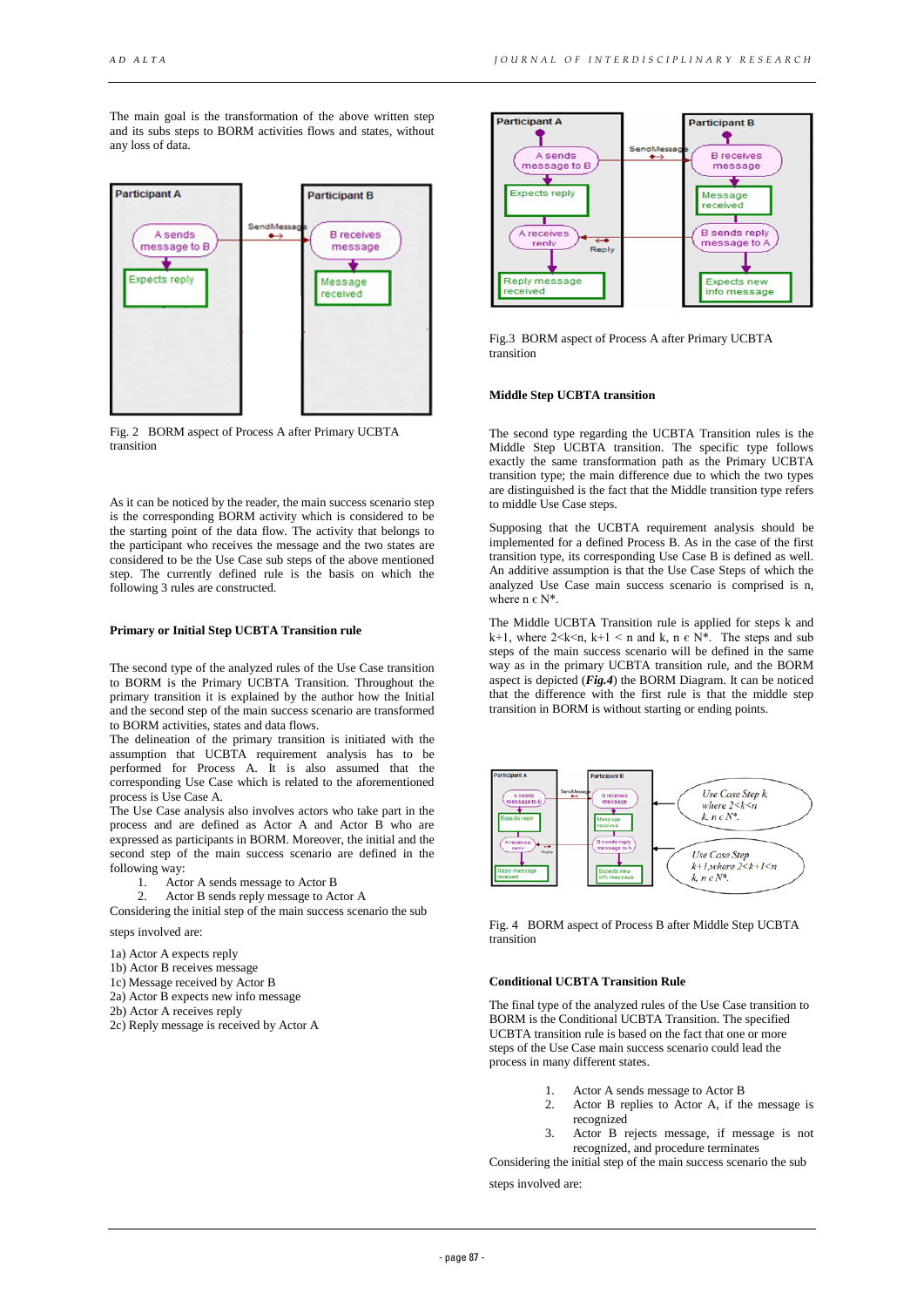The main goal is the transformation of the above written step and its subs steps to BORM activities flows and states, without any loss of data.

Fig. 2 BORM aspect of Process A after Primary UCBTA transition

As it can be noticed by the reader, the main success scenario step is the corresponding BORM activity which is considered to be the starting point of the data flow. The activity that belongs to the participant who receives the message and the two states are considered to be the Use Case sub steps of the above mentioned step. The currently defined rule is the basis on which the following 3 rules are constructed.

### Primary or Initial Step UCBTA Transition rule

The second type of the analyzed rules of the Use Case transition to BORM is the Primary UCBTA Transition. Throughout the primary transition it is explained by the author how the Initial and the second step of the main success scenario are transformed to BORM activities, states and data flows.

The delineation of the primary transition is initiated with the assumption that UCBTA requirement analysis has to be performed for Process A. It is also assumed that the corresponding Use Case which is related to the process is Use Case A.

The Use Case analysis also involves actors who take part in the process and are defined as Actor A and Actor B who are expressed as participants in BORM. Moreover, the initial and the second step of the main success scenario are defined in the following way:

1. Actor A sends message to Actor B
2. Actor B sends reply message to Actor A

Considering the initial step of the main success scenario the sub steps involved are:

1a) Actor A expects reply
1b) Actor B receives message
1c) Message received by Actor B
2a) Actor B expects new info message
2b) Actor A receives reply
2c) Reply message is received by Actor A

Fig.3 BORM aspect of Process A after Primary UCBTA transition

### Middle Step UCBTA transition

The second type regarding the UCBTA Transition rules is the Middle Step UCBTA transition. The specific type follows exactly the same transformation path as the Primary UCBTA transition type; the main difference due to which the two types are distinguished is the fact that the Middle transition type refers to middle Use Case steps.

Supposing that the UCBTA requirement analysis should be implemented for a defined Process B. As in the case of the first transition type, its corresponding Use Case B is defined as well. An additive assumption is that the Use Case Steps of which the analyzed Use Case main success scenario is comprised is n, where $n \in N^*$.

The Middle UCBTA Transition rule is applied for steps k and k+1, where $2<k<n$, $k+1 < n$ and k, $n \in N^*$. The steps and sub steps of the main success scenario will be defined in the same way as in the primary UCBTA transition rule, and the BORM aspect is depicted (***Fig.4***) the BORM Diagram. It can be noticed that the difference with the first rule is that the middle step transition in BORM is without starting or ending points.

Fig. 4 BORM aspect of Process B after Middle Step UCBTA transition

### Conditional UCBTA Transition Rule

The final type of the analyzed rules of the Use Case transition to BORM is the Conditional UCBTA Transition. The specified UCBTA transition rule is based on the fact that one or more steps of the Use Case main success scenario could lead the process in many different states.

1. Actor A sends message to Actor B
2. Actor B replies to Actor A, if the message is recognized
3. Actor B rejects message, if message is not recognized, and procedure terminates

Considering the initial step of the main success scenario the sub steps involved are: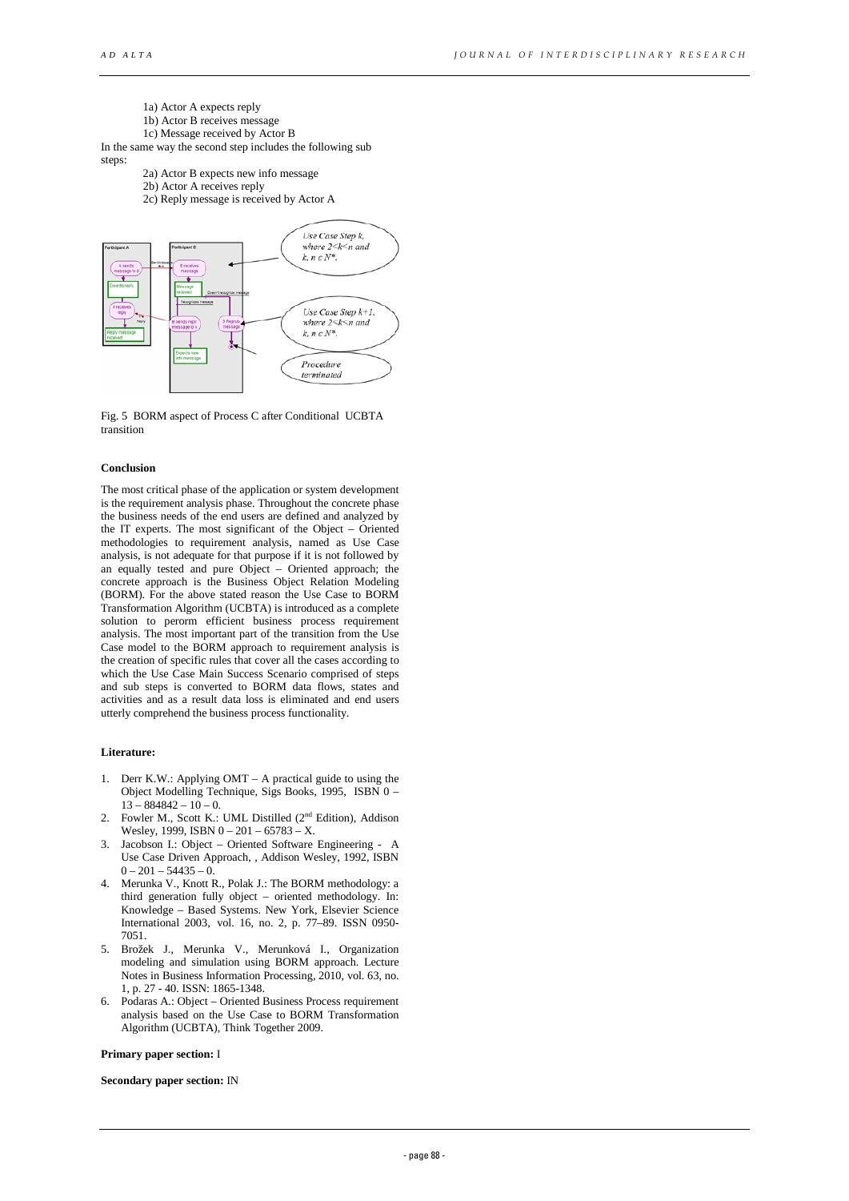1a) Actor A expects reply
1b) Actor B receives message
1c) Message received by Actor B

In the same way the second step includes the following sub steps:

2a) Actor B expects new info message
2b) Actor A receives reply
2c) Reply message is received by Actor A

Participant A

Participant B

A sends message to B

Send message

B receives message

Expects reply

Message received

Doesn't recognize message

Recognizes message

A receives reply

Reply

B sends reply message to A

B Rejects message

Reply message received

Expects new info message

*Use Case Step k, where 2<k<n and k, n ∈N\*.*

*Use Case Step k+1, where 2<k<n and k, n ∈N\*.*

*Procedure terminated*

Fig. 5 BORM aspect of Process C after Conditional UCBTA transition

**Conclusion**

The most critical phase of the application or system development is the requirement analysis phase. Throughout the concrete phase the business needs of the end users are defined and analyzed by the IT experts. The most significant of the Object – Oriented methodologies to requirement analysis, named as Use Case analysis, is not adequate for that purpose if it is not followed by an equally tested and pure Object – Oriented approach; the concrete approach is the Business Object Relation Modeling (BORM). For the above stated reason the Use Case to BORM Transformation Algorithm (UCBTA) is introduced as a complete solution to perorm efficient business process requirement analysis. The most important part of the transition from the Use Case model to the BORM approach to requirement analysis is the creation of specific rules that cover all the cases according to which the Use Case Main Success Scenario comprised of steps and sub steps is converted to BORM data flows, states and activities and as a result data loss is eliminated and end users utterly comprehend the business process functionality.

**Literature:**

1. Derr K.W.: Applying OMT – A practical guide to using the Object Modelling Technique, Sigs Books, 1995, ISBN 0 – 13 – 884842 – 10 – 0.
2. Fowler M., Scott K.: UML Distilled (2nd Edition), Addison Wesley, 1999, ISBN 0 – 201 – 65783 – X.
3. Jacobson I.: Object – Oriented Software Engineering - A Use Case Driven Approach, , Addison Wesley, 1992, ISBN 0 – 201 – 54435 – 0.
4. Merunka V., Knott R., Polak J.: The BORM methodology: a third generation fully object – oriented methodology. In: Knowledge – Based Systems. New York, Elsevier Science International 2003, vol. 16, no. 2, p. 77–89. ISSN 0950-7051.
5. Brožek J., Merunka V., Merunková I., Organization modeling and simulation using BORM approach. Lecture Notes in Business Information Processing, 2010, vol. 63, no. 1, p. 27 - 40. ISSN: 1865-1348.
6. Podaras A.: Object – Oriented Business Process requirement analysis based on the Use Case to BORM Transformation Algorithm (UCBTA), Think Together 2009.

**Primary paper section:** I

**Secondary paper section:** IN